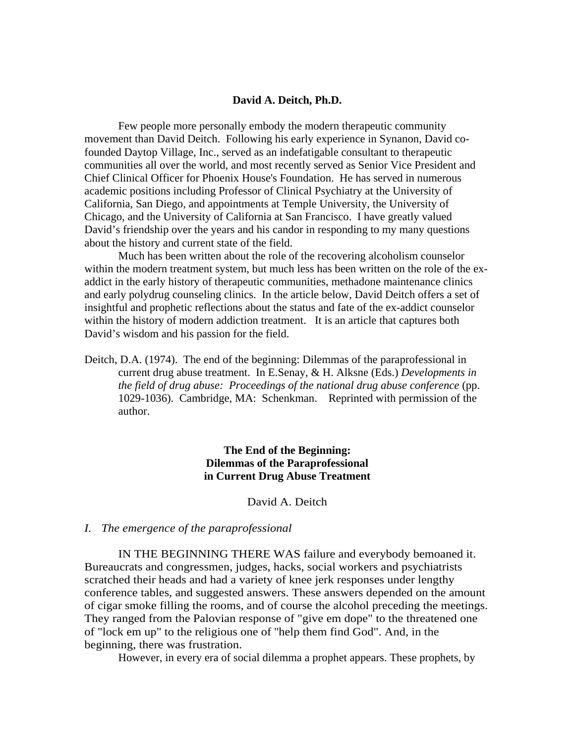**David A. Deitch, Ph.D.**

Few people more personally embody the modern therapeutic community movement than David Deitch. Following his early experience in Synanon, David co-founded Daytop Village, Inc., served as an indefatigable consultant to therapeutic communities all over the world, and most recently served as Senior Vice President and Chief Clinical Officer for Phoenix House's Foundation. He has served in numerous academic positions including Professor of Clinical Psychiatry at the University of California, San Diego, and appointments at Temple University, the University of Chicago, and the University of California at San Francisco. I have greatly valued David's friendship over the years and his candor in responding to my many questions about the history and current state of the field.

Much has been written about the role of the recovering alcoholism counselor within the modern treatment system, but much less has been written on the role of the ex-addict in the early history of therapeutic communities, methadone maintenance clinics and early polydrug counseling clinics. In the article below, David Deitch offers a set of insightful and prophetic reflections about the status and fate of the ex-addict counselor within the history of modern addiction treatment. It is an article that captures both David's wisdom and his passion for the field.

Deitch, D.A. (1974). The end of the beginning: Dilemmas of the paraprofessional in current drug abuse treatment. In E.Senay, & H. Alksne (Eds.) *Developments in the field of drug abuse: Proceedings of the national drug abuse conference* (pp. 1029-1036). Cambridge, MA: Schenkman. Reprinted with permission of the author.

# The End of the Beginning: Dilemmas of the Paraprofessional in Current Drug Abuse Treatment

David A. Deitch

## *I. The emergence of the paraprofessional*

IN THE BEGINNING THERE WAS failure and everybody bemoaned it. Bureaucrats and congressmen, judges, hacks, social workers and psychiatrists scratched their heads and had a variety of knee jerk responses under lengthy conference tables, and suggested answers. These answers depended on the amount of cigar smoke filling the rooms, and of course the alcohol preceding the meetings. They ranged from the Palovian response of "give em dope" to the threatened one of "lock em up" to the religious one of "help them find God". And, in the beginning, there was frustration.

However, in every era of social dilemma a prophet appears. These prophets, by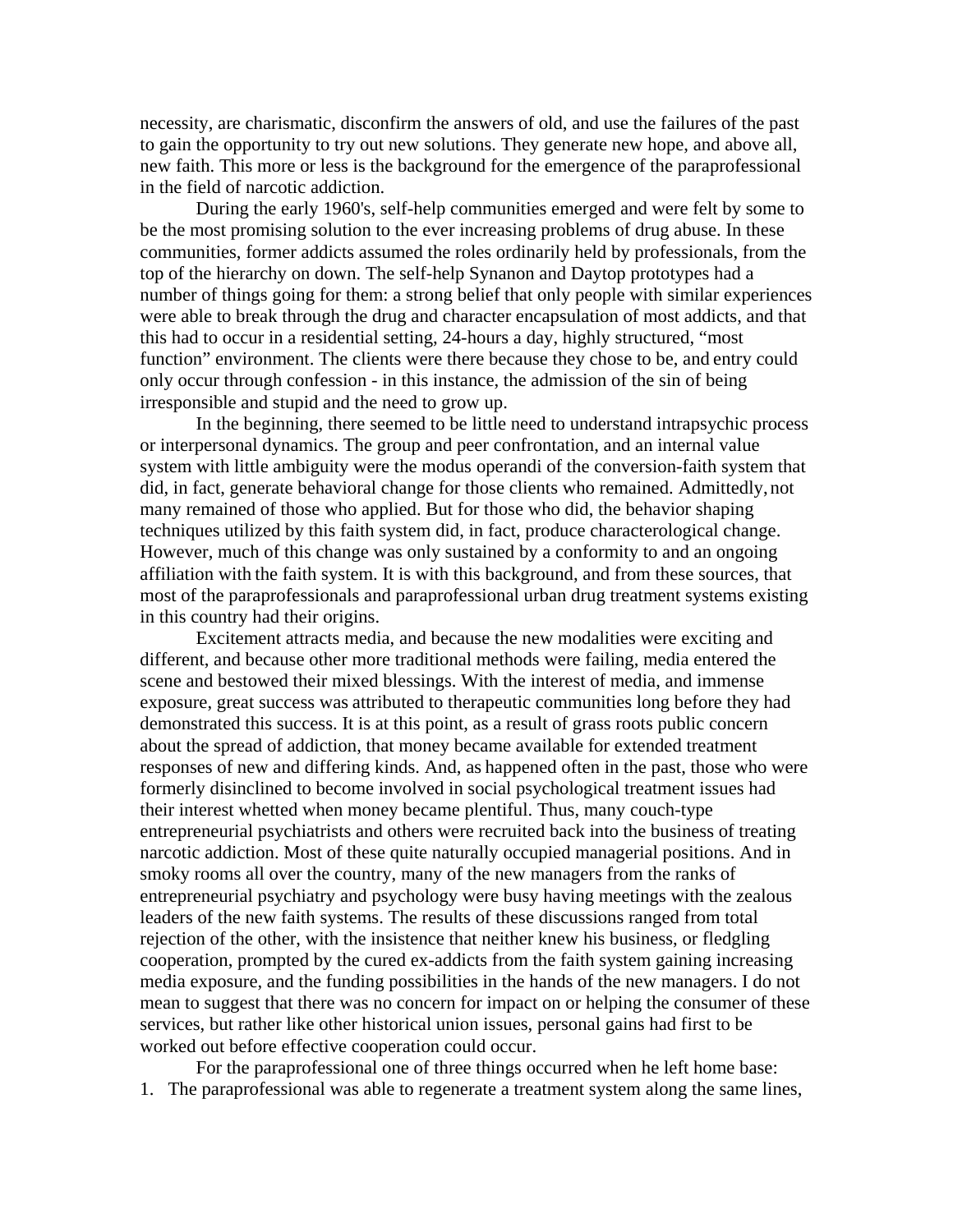necessity, are charismatic, disconfirm the answers of old, and use the failures of the past to gain the opportunity to try out new solutions. They generate new hope, and above all, new faith. This more or less is the background for the emergence of the paraprofessional in the field of narcotic addiction.

During the early 1960's, self-help communities emerged and were felt by some to be the most promising solution to the ever increasing problems of drug abuse. In these communities, former addicts assumed the roles ordinarily held by professionals, from the top of the hierarchy on down. The self-help Synanon and Daytop prototypes had a number of things going for them: a strong belief that only people with similar experiences were able to break through the drug and character encapsulation of most addicts, and that this had to occur in a residential setting, 24-hours a day, highly structured, "most function" environment. The clients were there because they chose to be, and entry could only occur through confession - in this instance, the admission of the sin of being irresponsible and stupid and the need to grow up.

In the beginning, there seemed to be little need to understand intrapsychic process or interpersonal dynamics. The group and peer confrontation, and an internal value system with little ambiguity were the modus operandi of the conversion-faith system that did, in fact, generate behavioral change for those clients who remained. Admittedly, not many remained of those who applied. But for those who did, the behavior shaping techniques utilized by this faith system did, in fact, produce characterological change. However, much of this change was only sustained by a conformity to and an ongoing affiliation with the faith system. It is with this background, and from these sources, that most of the paraprofessionals and paraprofessional urban drug treatment systems existing in this country had their origins.

Excitement attracts media, and because the new modalities were exciting and different, and because other more traditional methods were failing, media entered the scene and bestowed their mixed blessings. With the interest of media, and immense exposure, great success was attributed to therapeutic communities long before they had demonstrated this success. It is at this point, as a result of grass roots public concern about the spread of addiction, that money became available for extended treatment responses of new and differing kinds. And, as happened often in the past, those who were formerly disinclined to become involved in social psychological treatment issues had their interest whetted when money became plentiful. Thus, many couch-type entrepreneurial psychiatrists and others were recruited back into the business of treating narcotic addiction. Most of these quite naturally occupied managerial positions. And in smoky rooms all over the country, many of the new managers from the ranks of entrepreneurial psychiatry and psychology were busy having meetings with the zealous leaders of the new faith systems. The results of these discussions ranged from total rejection of the other, with the insistence that neither knew his business, or fledgling cooperation, prompted by the cured ex-addicts from the faith system gaining increasing media exposure, and the funding possibilities in the hands of the new managers. I do not mean to suggest that there was no concern for impact on or helping the consumer of these services, but rather like other historical union issues, personal gains had first to be worked out before effective cooperation could occur.

For the paraprofessional one of three things occurred when he left home base:

1. The paraprofessional was able to regenerate a treatment system along the same lines,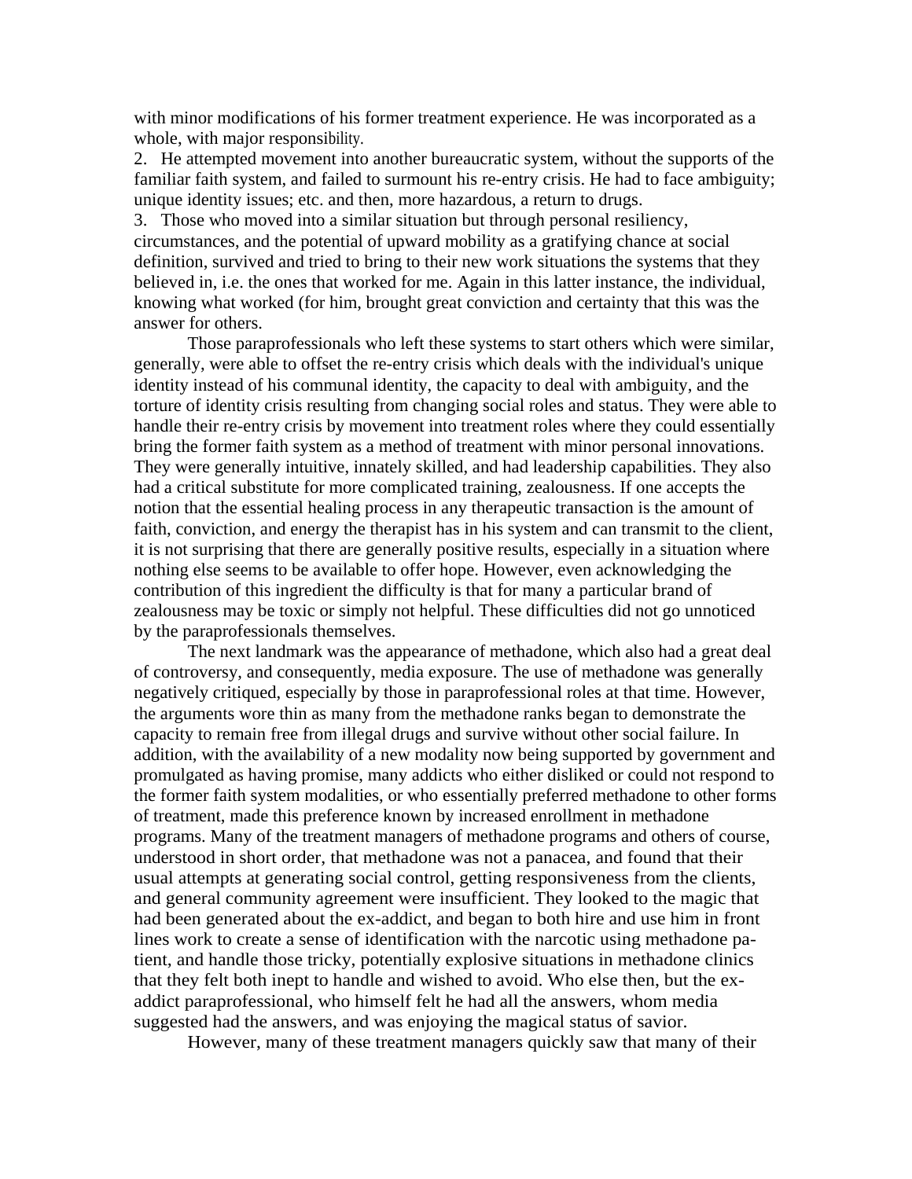with minor modifications of his former treatment experience. He was incorporated as a whole, with major responsibility.

2. He attempted movement into another bureaucratic system, without the supports of the familiar faith system, and failed to surmount his re-entry crisis. He had to face ambiguity; unique identity issues; etc. and then, more hazardous, a return to drugs.

3. Those who moved into a similar situation but through personal resiliency, circumstances, and the potential of upward mobility as a gratifying chance at social definition, survived and tried to bring to their new work situations the systems that they believed in, i.e. the ones that worked for me. Again in this latter instance, the individual, knowing what worked (for him, brought great conviction and certainty that this was the answer for others.

Those paraprofessionals who left these systems to start others which were similar, generally, were able to offset the re-entry crisis which deals with the individual's unique identity instead of his communal identity, the capacity to deal with ambiguity, and the torture of identity crisis resulting from changing social roles and status. They were able to handle their re-entry crisis by movement into treatment roles where they could essentially bring the former faith system as a method of treatment with minor personal innovations. They were generally intuitive, innately skilled, and had leadership capabilities. They also had a critical substitute for more complicated training, zealousness. If one accepts the notion that the essential healing process in any therapeutic transaction is the amount of faith, conviction, and energy the therapist has in his system and can transmit to the client, it is not surprising that there are generally positive results, especially in a situation where nothing else seems to be available to offer hope. However, even acknowledging the contribution of this ingredient the difficulty is that for many a particular brand of zealousness may be toxic or simply not helpful. These difficulties did not go unnoticed by the paraprofessionals themselves.

The next landmark was the appearance of methadone, which also had a great deal of controversy, and consequently, media exposure. The use of methadone was generally negatively critiqued, especially by those in paraprofessional roles at that time. However, the arguments wore thin as many from the methadone ranks began to demonstrate the capacity to remain free from illegal drugs and survive without other social failure. In addition, with the availability of a new modality now being supported by government and promulgated as having promise, many addicts who either disliked or could not respond to the former faith system modalities, or who essentially preferred methadone to other forms of treatment, made this preference known by increased enrollment in methadone programs. Many of the treatment managers of methadone programs and others of course, understood in short order, that methadone was not a panacea, and found that their usual attempts at generating social control, getting responsiveness from the clients, and general community agreement were insufficient. They looked to the magic that had been generated about the ex-addict, and began to both hire and use him in front lines work to create a sense of identification with the narcotic using methadone patient, and handle those tricky, potentially explosive situations in methadone clinics that they felt both inept to handle and wished to avoid. Who else then, but the ex-addict paraprofessional, who himself felt he had all the answers, whom media suggested had the answers, and was enjoying the magical status of savior.

However, many of these treatment managers quickly saw that many of their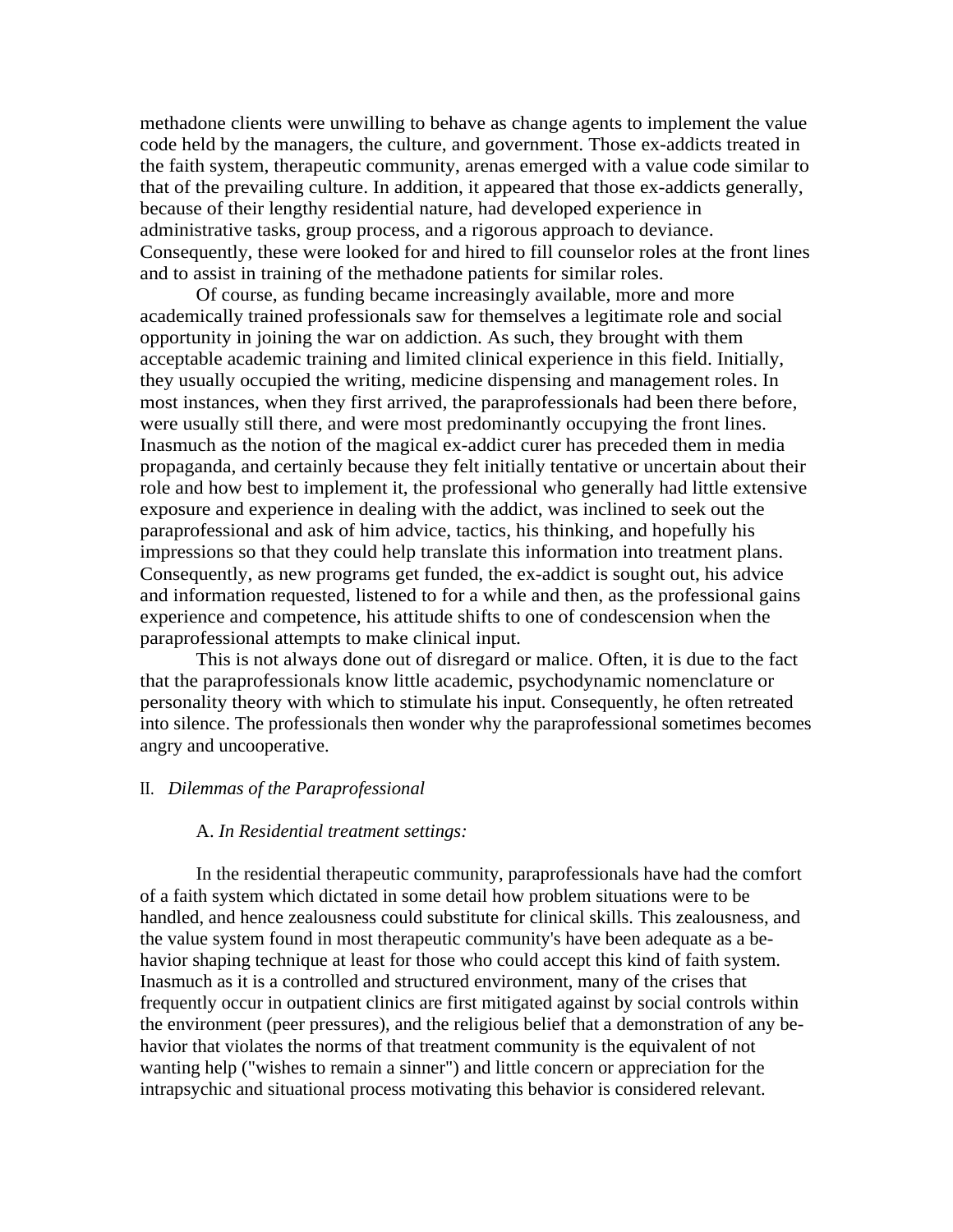methadone clients were unwilling to behave as change agents to implement the value code held by the managers, the culture, and government. Those ex-addicts treated in the faith system, therapeutic community, arenas emerged with a value code similar to that of the prevailing culture. In addition, it appeared that those ex-addicts generally, because of their lengthy residential nature, had developed experience in administrative tasks, group process, and a rigorous approach to deviance. Consequently, these were looked for and hired to fill counselor roles at the front lines and to assist in training of the methadone patients for similar roles.

Of course, as funding became increasingly available, more and more academically trained professionals saw for themselves a legitimate role and social opportunity in joining the war on addiction. As such, they brought with them acceptable academic training and limited clinical experience in this field. Initially, they usually occupied the writing, medicine dispensing and management roles. In most instances, when they first arrived, the paraprofessionals had been there before, were usually still there, and were most predominantly occupying the front lines. Inasmuch as the notion of the magical ex-addict curer has preceded them in media propaganda, and certainly because they felt initially tentative or uncertain about their role and how best to implement it, the professional who generally had little extensive exposure and experience in dealing with the addict, was inclined to seek out the paraprofessional and ask of him advice, tactics, his thinking, and hopefully his impressions so that they could help translate this information into treatment plans. Consequently, as new programs get funded, the ex-addict is sought out, his advice and information requested, listened to for a while and then, as the professional gains experience and competence, his attitude shifts to one of condescension when the paraprofessional attempts to make clinical input.

This is not always done out of disregard or malice. Often, it is due to the fact that the paraprofessionals know little academic, psychodynamic nomenclature or personality theory with which to stimulate his input. Consequently, he often retreated into silence. The professionals then wonder why the paraprofessional sometimes becomes angry and uncooperative.

## II. *Dilemmas of the Paraprofessional*

### A. *In Residential treatment settings:*

In the residential therapeutic community, paraprofessionals have had the comfort of a faith system which dictated in some detail how problem situations were to be handled, and hence zealousness could substitute for clinical skills. This zealousness, and the value system found in most therapeutic community's have been adequate as a behavior shaping technique at least for those who could accept this kind of faith system. Inasmuch as it is a controlled and structured environment, many of the crises that frequently occur in outpatient clinics are first mitigated against by social controls within the environment (peer pressures), and the religious belief that a demonstration of any behavior that violates the norms of that treatment community is the equivalent of not wanting help ("wishes to remain a sinner") and little concern or appreciation for the intrapsychic and situational process motivating this behavior is considered relevant.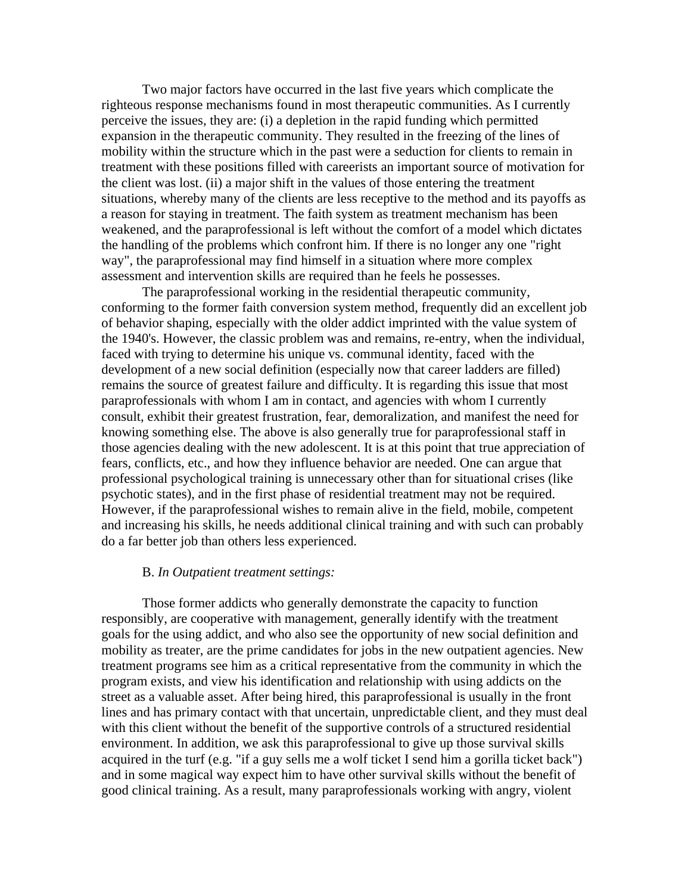Two major factors have occurred in the last five years which complicate the righteous response mechanisms found in most therapeutic communities. As I currently perceive the issues, they are: (i) a depletion in the rapid funding which permitted expansion in the therapeutic community. They resulted in the freezing of the lines of mobility within the structure which in the past were a seduction for clients to remain in treatment with these positions filled with careerists an important source of motivation for the client was lost. (ii) a major shift in the values of those entering the treatment situations, whereby many of the clients are less receptive to the method and its payoffs as a reason for staying in treatment. The faith system as treatment mechanism has been weakened, and the paraprofessional is left without the comfort of a model which dictates the handling of the problems which confront him. If there is no longer any one "right way", the paraprofessional may find himself in a situation where more complex assessment and intervention skills are required than he feels he possesses.

The paraprofessional working in the residential therapeutic community, conforming to the former faith conversion system method, frequently did an excellent job of behavior shaping, especially with the older addict imprinted with the value system of the 1940's. However, the classic problem was and remains, re-entry, when the individual, faced with trying to determine his unique vs. communal identity, faced with the development of a new social definition (especially now that career ladders are filled) remains the source of greatest failure and difficulty. It is regarding this issue that most paraprofessionals with whom I am in contact, and agencies with whom I currently consult, exhibit their greatest frustration, fear, demoralization, and manifest the need for knowing something else. The above is also generally true for paraprofessional staff in those agencies dealing with the new adolescent. It is at this point that true appreciation of fears, conflicts, etc., and how they influence behavior are needed. One can argue that professional psychological training is unnecessary other than for situational crises (like psychotic states), and in the first phase of residential treatment may not be required. However, if the paraprofessional wishes to remain alive in the field, mobile, competent and increasing his skills, he needs additional clinical training and with such can probably do a far better job than others less experienced.

B. *In Outpatient treatment settings:*

Those former addicts who generally demonstrate the capacity to function responsibly, are cooperative with management, generally identify with the treatment goals for the using addict, and who also see the opportunity of new social definition and mobility as treater, are the prime candidates for jobs in the new outpatient agencies. New treatment programs see him as a critical representative from the community in which the program exists, and view his identification and relationship with using addicts on the street as a valuable asset. After being hired, this paraprofessional is usually in the front lines and has primary contact with that uncertain, unpredictable client, and they must deal with this client without the benefit of the supportive controls of a structured residential environment. In addition, we ask this paraprofessional to give up those survival skills acquired in the turf (e.g. "if a guy sells me a wolf ticket I send him a gorilla ticket back") and in some magical way expect him to have other survival skills without the benefit of good clinical training. As a result, many paraprofessionals working with angry, violent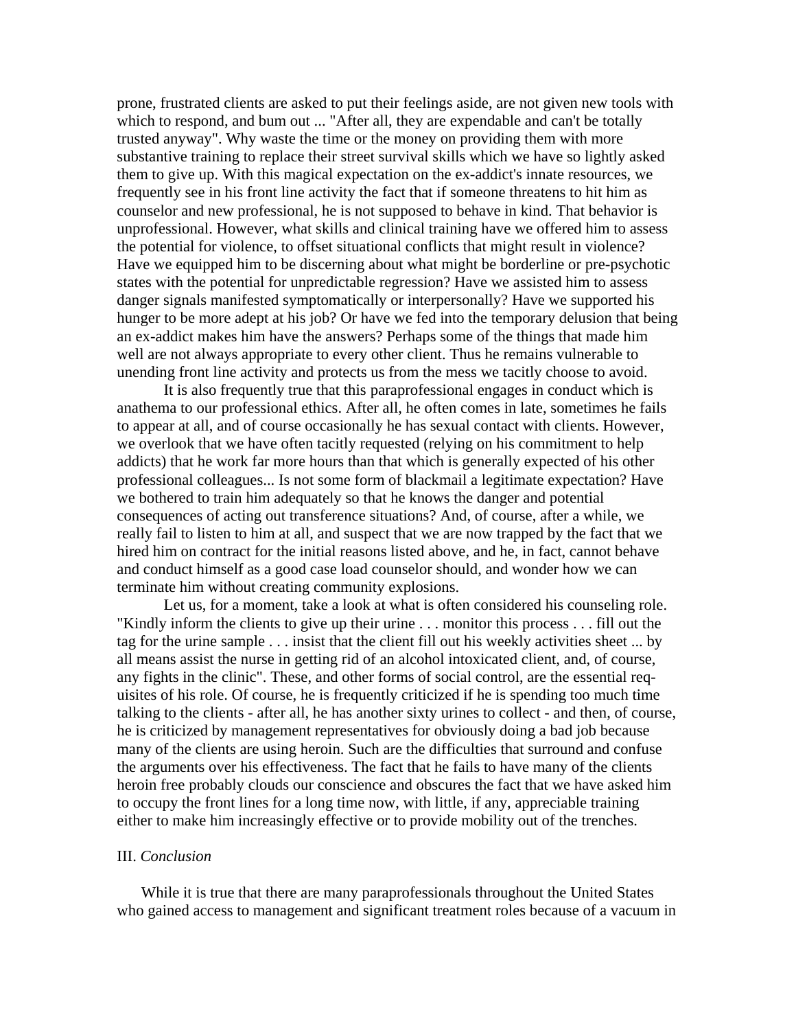prone, frustrated clients are asked to put their feelings aside, are not given new tools with which to respond, and bum out ... "After all, they are expendable and can't be totally trusted anyway". Why waste the time or the money on providing them with more substantive training to replace their street survival skills which we have so lightly asked them to give up. With this magical expectation on the ex-addict's innate resources, we frequently see in his front line activity the fact that if someone threatens to hit him as counselor and new professional, he is not supposed to behave in kind. That behavior is unprofessional. However, what skills and clinical training have we offered him to assess the potential for violence, to offset situational conflicts that might result in violence? Have we equipped him to be discerning about what might be borderline or pre-psychotic states with the potential for unpredictable regression? Have we assisted him to assess danger signals manifested symptomatically or interpersonally? Have we supported his hunger to be more adept at his job? Or have we fed into the temporary delusion that being an ex-addict makes him have the answers? Perhaps some of the things that made him well are not always appropriate to every other client. Thus he remains vulnerable to unending front line activity and protects us from the mess we tacitly choose to avoid.

It is also frequently true that this paraprofessional engages in conduct which is anathema to our professional ethics. After all, he often comes in late, sometimes he fails to appear at all, and of course occasionally he has sexual contact with clients. However, we overlook that we have often tacitly requested (relying on his commitment to help addicts) that he work far more hours than that which is generally expected of his other professional colleagues... Is not some form of blackmail a legitimate expectation? Have we bothered to train him adequately so that he knows the danger and potential consequences of acting out transference situations? And, of course, after a while, we really fail to listen to him at all, and suspect that we are now trapped by the fact that we hired him on contract for the initial reasons listed above, and he, in fact, cannot behave and conduct himself as a good case load counselor should, and wonder how we can terminate him without creating community explosions.

Let us, for a moment, take a look at what is often considered his counseling role. "Kindly inform the clients to give up their urine . . . monitor this process . . . fill out the tag for the urine sample . . . insist that the client fill out his weekly activities sheet ... by all means assist the nurse in getting rid of an alcohol intoxicated client, and, of course, any fights in the clinic". These, and other forms of social control, are the essential req-uisites of his role. Of course, he is frequently criticized if he is spending too much time talking to the clients - after all, he has another sixty urines to collect - and then, of course, he is criticized by management representatives for obviously doing a bad job because many of the clients are using heroin. Such are the difficulties that surround and confuse the arguments over his effectiveness. The fact that he fails to have many of the clients heroin free probably clouds our conscience and obscures the fact that we have asked him to occupy the front lines for a long time now, with little, if any, appreciable training either to make him increasingly effective or to provide mobility out of the trenches.

## III. *Conclusion*

While it is true that there are many paraprofessionals throughout the United States who gained access to management and significant treatment roles because of a vacuum in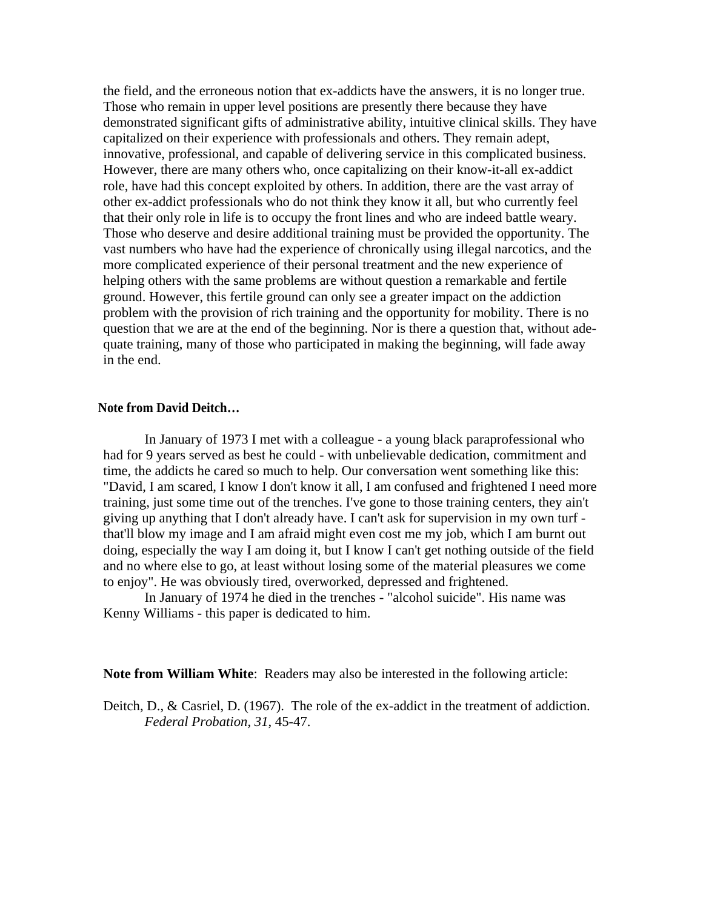the field, and the erroneous notion that ex-addicts have the answers, it is no longer true. Those who remain in upper level positions are presently there because they have demonstrated significant gifts of administrative ability, intuitive clinical skills. They have capitalized on their experience with professionals and others. They remain adept, innovative, professional, and capable of delivering service in this complicated business. However, there are many others who, once capitalizing on their know-it-all ex-addict role, have had this concept exploited by others. In addition, there are the vast array of other ex-addict professionals who do not think they know it all, but who currently feel that their only role in life is to occupy the front lines and who are indeed battle weary. Those who deserve and desire additional training must be provided the opportunity. The vast numbers who have had the experience of chronically using illegal narcotics, and the more complicated experience of their personal treatment and the new experience of helping others with the same problems are without question a remarkable and fertile ground. However, this fertile ground can only see a greater impact on the addiction problem with the provision of rich training and the opportunity for mobility. There is no question that we are at the end of the beginning. Nor is there a question that, without adequate training, many of those who participated in making the beginning, will fade away in the end.

**Note from David Deitch…**

In January of 1973 I met with a colleague - a young black paraprofessional who had for 9 years served as best he could - with unbelievable dedication, commitment and time, the addicts he cared so much to help. Our conversation went something like this: "David, I am scared, I know I don't know it all, I am confused and frightened I need more training, just some time out of the trenches. I've gone to those training centers, they ain't giving up anything that I don't already have. I can't ask for supervision in my own turf - that'll blow my image and I am afraid might even cost me my job, which I am burnt out doing, especially the way I am doing it, but I know I can't get nothing outside of the field and no where else to go, at least without losing some of the material pleasures we come to enjoy". He was obviously tired, overworked, depressed and frightened.

In January of 1974 he died in the trenches - "alcohol suicide". His name was Kenny Williams - this paper is dedicated to him.

**Note from William White**: Readers may also be interested in the following article:

Deitch, D., & Casriel, D. (1967). The role of the ex-addict in the treatment of addiction. *Federal Probation*, *31*, 45-47.